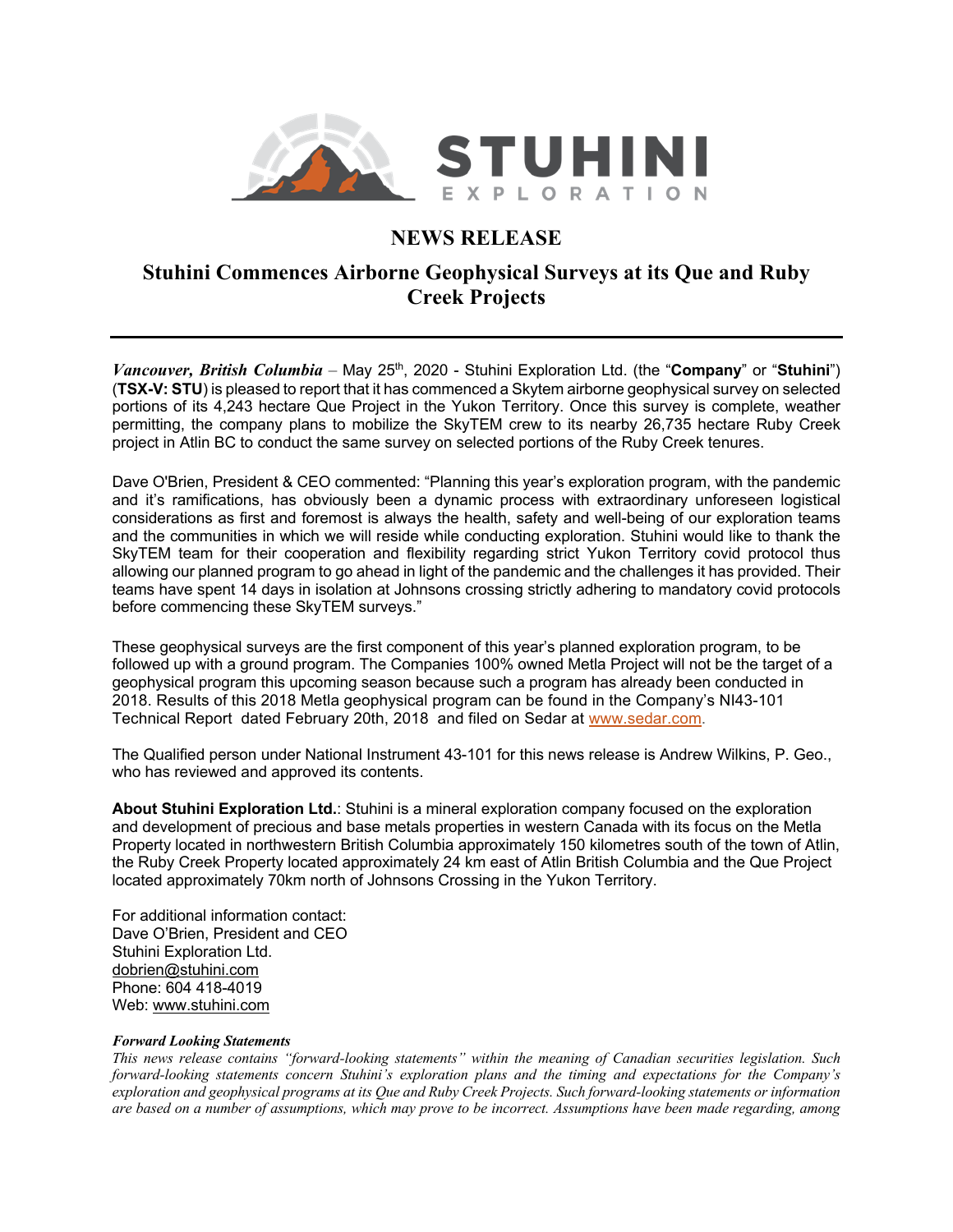STUHINI EXPLORATION

# NEWS RELEASE

## Stuhini Commences Airborne Geophysical Surveys at its Que and Ruby Creek Projects

***Vancouver, British Columbia*** – May 25th, 2020 - Stuhini Exploration Ltd. (the "**Company**" or "**Stuhini**") (**TSX-V: STU**) is pleased to report that it has commenced a Skytem airborne geophysical survey on selected portions of its 4,243 hectare Que Project in the Yukon Territory. Once this survey is complete, weather permitting, the company plans to mobilize the SkyTEM crew to its nearby 26,735 hectare Ruby Creek project in Atlin BC to conduct the same survey on selected portions of the Ruby Creek tenures.

Dave O'Brien, President & CEO commented: "Planning this year's exploration program, with the pandemic and it's ramifications, has obviously been a dynamic process with extraordinary unforeseen logistical considerations as first and foremost is always the health, safety and well-being of our exploration teams and the communities in which we will reside while conducting exploration. Stuhini would like to thank the SkyTEM team for their cooperation and flexibility regarding strict Yukon Territory covid protocol thus allowing our planned program to go ahead in light of the pandemic and the challenges it has provided. Their teams have spent 14 days in isolation at Johnsons crossing strictly adhering to mandatory covid protocols before commencing these SkyTEM surveys."

These geophysical surveys are the first component of this year's planned exploration program, to be followed up with a ground program. The Companies 100% owned Metla Project will not be the target of a geophysical program this upcoming season because such a program has already been conducted in 2018. Results of this 2018 Metla geophysical program can be found in the Company's NI43-101 Technical Report dated February 20th, 2018 and filed on Sedar at www.sedar.com.

The Qualified person under National Instrument 43-101 for this news release is Andrew Wilkins, P. Geo., who has reviewed and approved its contents.

**About Stuhini Exploration Ltd.**: Stuhini is a mineral exploration company focused on the exploration and development of precious and base metals properties in western Canada with its focus on the Metla Property located in northwestern British Columbia approximately 150 kilometres south of the town of Atlin, the Ruby Creek Property located approximately 24 km east of Atlin British Columbia and the Que Project located approximately 70km north of Johnsons Crossing in the Yukon Territory.

For additional information contact:
Dave O'Brien, President and CEO
Stuhini Exploration Ltd.
dobrien@stuhini.com
Phone: 604 418-4019
Web: www.stuhini.com

***Forward Looking Statements***

*This news release contains "forward-looking statements" within the meaning of Canadian securities legislation. Such forward-looking statements concern Stuhini's exploration plans and the timing and expectations for the Company's exploration and geophysical programs at its Que and Ruby Creek Projects. Such forward-looking statements or information are based on a number of assumptions, which may prove to be incorrect. Assumptions have been made regarding, among*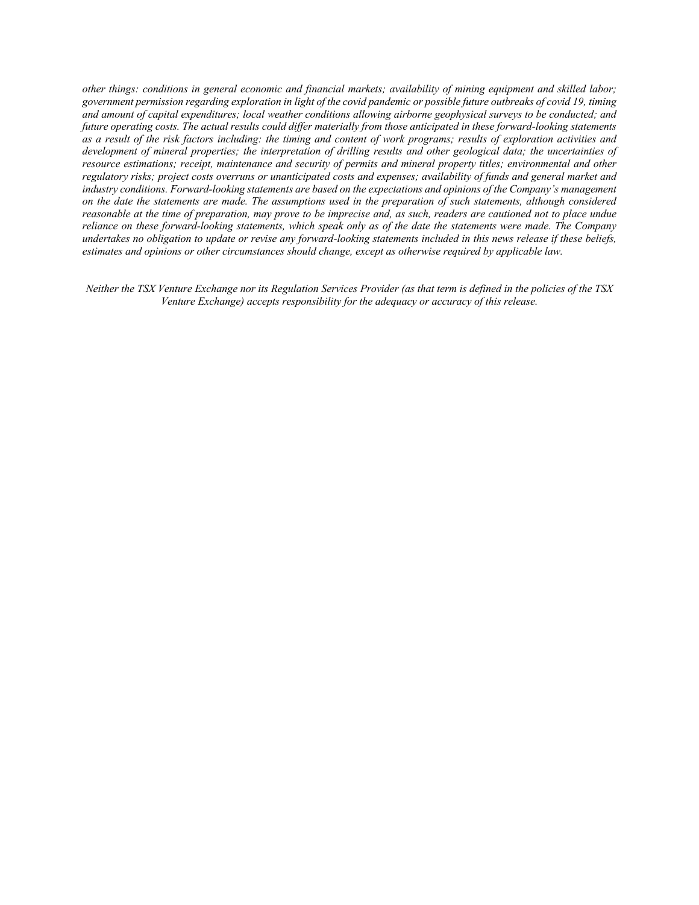*other things: conditions in general economic and financial markets; availability of mining equipment and skilled labor; government permission regarding exploration in light of the covid pandemic or possible future outbreaks of covid 19, timing and amount of capital expenditures; local weather conditions allowing airborne geophysical surveys to be conducted; and future operating costs. The actual results could differ materially from those anticipated in these forward-looking statements as a result of the risk factors including: the timing and content of work programs; results of exploration activities and development of mineral properties; the interpretation of drilling results and other geological data; the uncertainties of resource estimations; receipt, maintenance and security of permits and mineral property titles; environmental and other regulatory risks; project costs overruns or unanticipated costs and expenses; availability of funds and general market and industry conditions. Forward-looking statements are based on the expectations and opinions of the Company's management on the date the statements are made. The assumptions used in the preparation of such statements, although considered reasonable at the time of preparation, may prove to be imprecise and, as such, readers are cautioned not to place undue reliance on these forward-looking statements, which speak only as of the date the statements were made. The Company undertakes no obligation to update or revise any forward-looking statements included in this news release if these beliefs, estimates and opinions or other circumstances should change, except as otherwise required by applicable law.*

*Neither the TSX Venture Exchange nor its Regulation Services Provider (as that term is defined in the policies of the TSX Venture Exchange) accepts responsibility for the adequacy or accuracy of this release.*